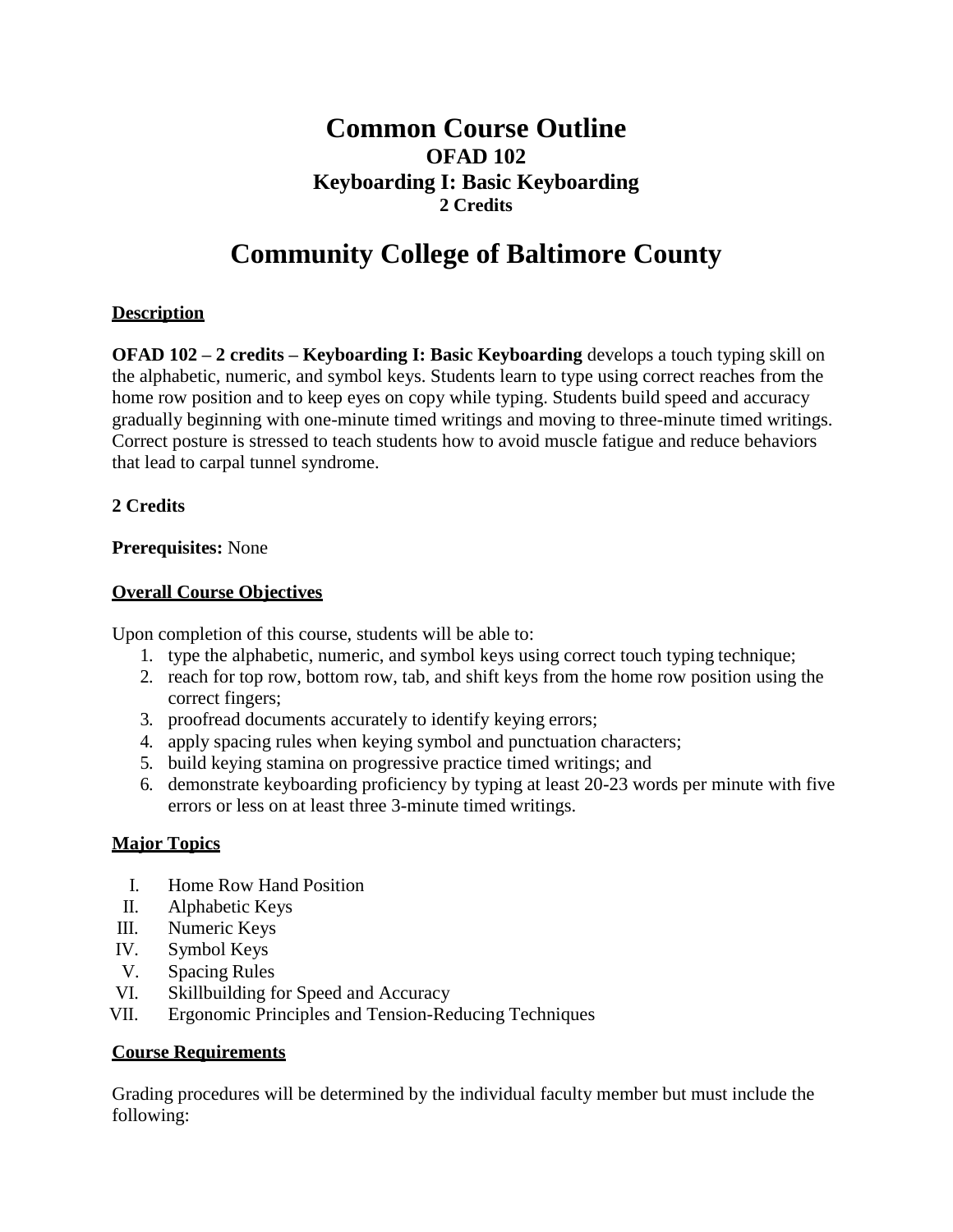# Common Course Outline
## OFAD 102
## Keyboarding I: Basic Keyboarding
### 2 Credits

# Community College of Baltimore County

**Description**

**OFAD 102 – 2 credits – Keyboarding I: Basic Keyboarding** develops a touch typing skill on the alphabetic, numeric, and symbol keys. Students learn to type using correct reaches from the home row position and to keep eyes on copy while typing. Students build speed and accuracy gradually beginning with one-minute timed writings and moving to three-minute timed writings. Correct posture is stressed to teach students how to avoid muscle fatigue and reduce behaviors that lead to carpal tunnel syndrome.

**2 Credits**

**Prerequisites:** None

**Overall Course Objectives**

Upon completion of this course, students will be able to:

1. type the alphabetic, numeric, and symbol keys using correct touch typing technique;
2. reach for top row, bottom row, tab, and shift keys from the home row position using the correct fingers;
3. proofread documents accurately to identify keying errors;
4. apply spacing rules when keying symbol and punctuation characters;
5. build keying stamina on progressive practice timed writings; and
6. demonstrate keyboarding proficiency by typing at least 20-23 words per minute with five errors or less on at least three 3-minute timed writings.

**Major Topics**

I. Home Row Hand Position
II. Alphabetic Keys
III. Numeric Keys
IV. Symbol Keys
V. Spacing Rules
VI. Skillbuilding for Speed and Accuracy
VII. Ergonomic Principles and Tension-Reducing Techniques

**Course Requirements**

Grading procedures will be determined by the individual faculty member but must include the following: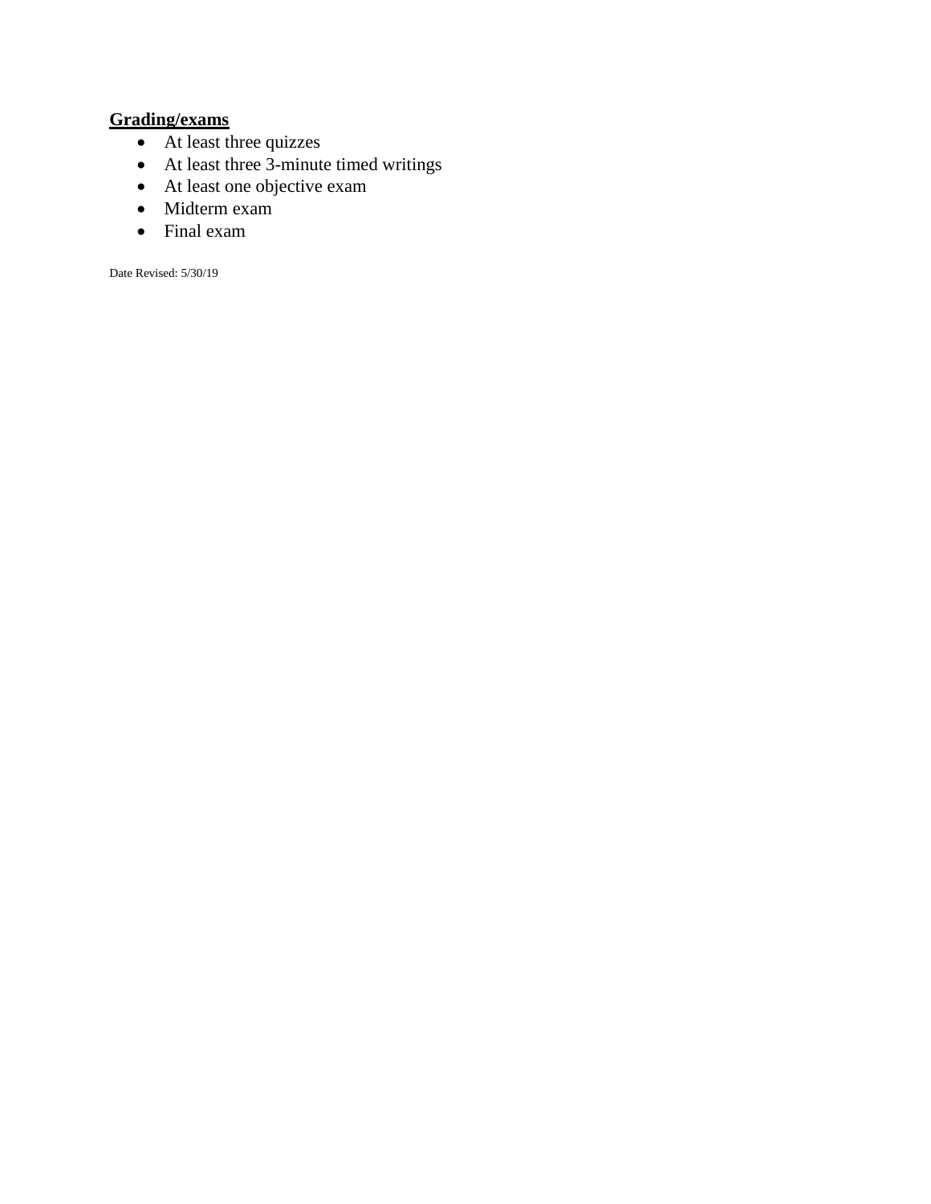**Grading/exams**

- At least three quizzes
- At least three 3-minute timed writings
- At least one objective exam
- Midterm exam
- Final exam

Date Revised: 5/30/19